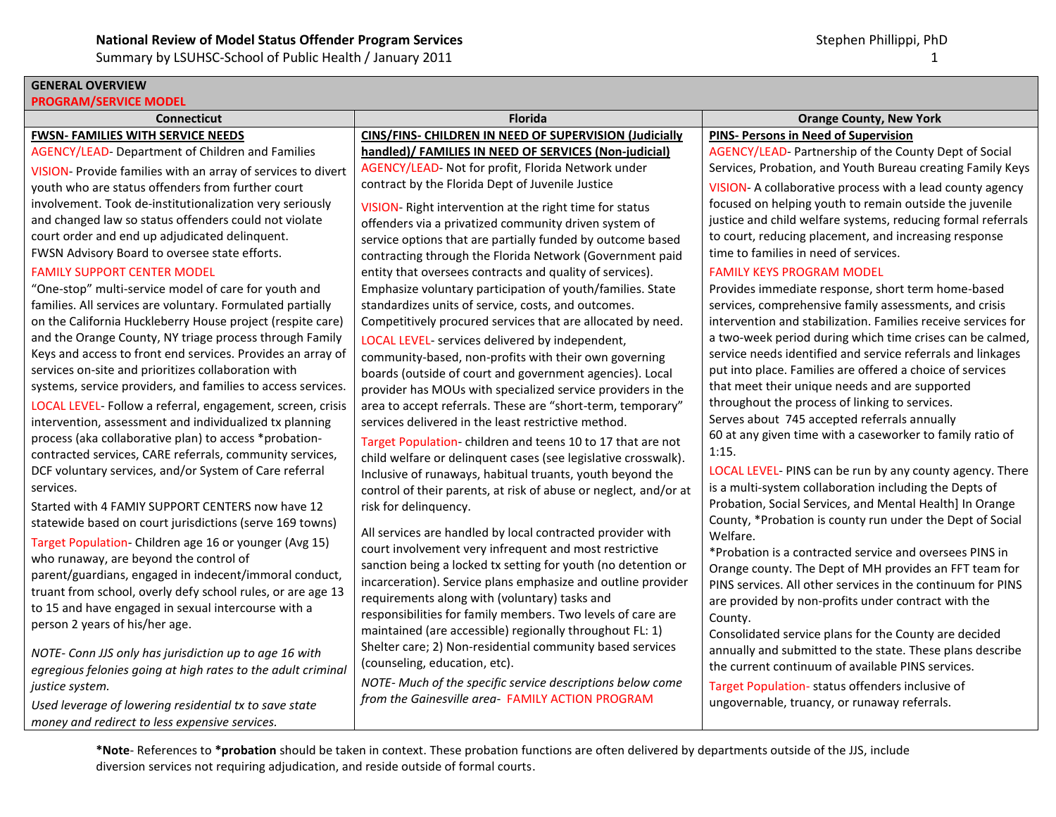**National Review of Model Status Offender Program Services**
Summary by LSUHSC-School of Public Health / January 2011

Stephen Phillippi, PhD

## GENERAL OVERVIEW

### PROGRAM/SERVICE MODEL

| Connecticut | Florida | Orange County, New York |
|---|---|---|
| **FWSN- FAMILIES WITH SERVICE NEEDS**<br>AGENCY/LEAD- Department of Children and Families<br>VISION- Provide families with an array of services to divert youth who are status offenders from further court involvement. Took de-institutionalization very seriously and changed law so status offenders could not violate court order and end up adjudicated delinquent.<br>FWSN Advisory Board to oversee state efforts.<br>FAMILY SUPPORT CENTER MODEL<br>"One-stop" multi-service model of care for youth and families. All services are voluntary. Formulated partially on the California Huckleberry House project (respite care) and the Orange County, NY triage process through Family Keys and access to front end services. Provides an array of services on-site and prioritizes collaboration with systems, service providers, and families to access services.<br>LOCAL LEVEL- Follow a referral, engagement, screen, crisis intervention, assessment and individualized tx planning process (aka collaborative plan) to access *probation-contracted services, CARE referrals, community services, DCF voluntary services, and/or System of Care referral services.<br>Started with 4 FAMIY SUPPORT CENTERS now have 12 statewide based on court jurisdictions (serve 169 towns)<br>Target Population- Children age 16 or younger (Avg 15) who runaway, are beyond the control of parent/guardians, engaged in indecent/immoral conduct, truant from school, overly defy school rules, or are age 13 to 15 and have engaged in sexual intercourse with a person 2 years of his/her age.<br>*NOTE- Conn JJS only has jurisdiction up to age 16 with egregious felonies going at high rates to the adult criminal justice system.*<br>*Used leverage of lowering residential tx to save state money and redirect to less expensive services.* | **CINS/FINS- CHILDREN IN NEED OF SUPERVISION (Judicially handled)/ FAMILIES IN NEED OF SERVICES (Non-judicial)**<br>AGENCY/LEAD- Not for profit, Florida Network under contract by the Florida Dept of Juvenile Justice<br>VISION- Right intervention at the right time for status offenders via a privatized community driven system of service options that are partially funded by outcome based contracting through the Florida Network (Government paid entity that oversees contracts and quality of services). Emphasize voluntary participation of youth/families. State standardizes units of service, costs, and outcomes. Competitively procured services that are allocated by need.<br>LOCAL LEVEL- services delivered by independent, community-based, non-profits with their own governing boards (outside of court and government agencies). Local provider has MOUs with specialized service providers in the area to accept referrals. These are "short-term, temporary" services delivered in the least restrictive method.<br>Target Population- children and teens 10 to 17 that are not child welfare or delinquent cases (see legislative crosswalk). Inclusive of runaways, habitual truants, youth beyond the control of their parents, at risk of abuse or neglect, and/or at risk for delinquency.<br>All services are handled by local contracted provider with court involvement very infrequent and most restrictive sanction being a locked tx setting for youth (no detention or incarceration). Service plans emphasize and outline provider requirements along with (voluntary) tasks and responsibilities for family members. Two levels of care are maintained (are accessible) regionally throughout FL: 1) Shelter care; 2) Non-residential community based services (counseling, education, etc).<br>*NOTE- Much of the specific service descriptions below come from the Gainesville area-* FAMILY ACTION PROGRAM | **PINS- Persons in Need of Supervision**<br>AGENCY/LEAD- Partnership of the County Dept of Social Services, Probation, and Youth Bureau creating Family Keys<br>VISION- A collaborative process with a lead county agency focused on helping youth to remain outside the juvenile justice and child welfare systems, reducing formal referrals to court, reducing placement, and increasing response time to families in need of services.<br>FAMILY KEYS PROGRAM MODEL<br>Provides immediate response, short term home-based services, comprehensive family assessments, and crisis intervention and stabilization. Families receive services for a two-week period during which time crises can be calmed, service needs identified and service referrals and linkages put into place. Families are offered a choice of services that meet their unique needs and are supported throughout the process of linking to services.<br>Serves about 745 accepted referrals annually<br>60 at any given time with a caseworker to family ratio of 1:15.<br>LOCAL LEVEL- PINS can be run by any county agency. There is a multi-system collaboration including the Depts of Probation, Social Services, and Mental Health] In Orange County, *Probation is county run under the Dept of Social Welfare.<br>*Probation is a contracted service and oversees PINS in Orange county. The Dept of MH provides an FFT team for PINS services. All other services in the continuum for PINS are provided by non-profits under contract with the County.<br>Consolidated service plans for the County are decided annually and submitted to the state. These plans describe the current continuum of available PINS services.<br>Target Population- status offenders inclusive of ungovernable, truancy, or runaway referrals. |

***Note**- References to ***probation** should be taken in context. These probation functions are often delivered by departments outside of the JJS, include diversion services not requiring adjudication, and reside outside of formal courts.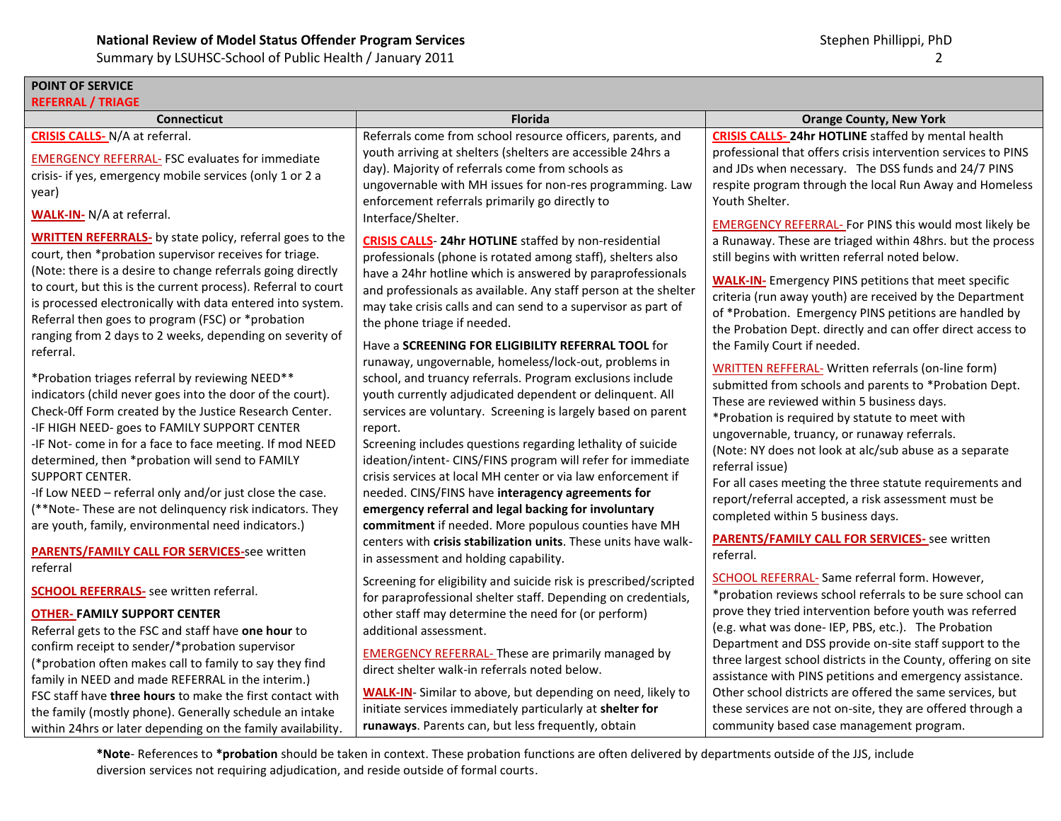**POINT OF SERVICE**
**REFERRAL / TRIAGE**

| Connecticut | Florida | Orange County, New York |
|---|---|---|
| **CRISIS CALLS-** N/A at referral.<br><br>EMERGENCY REFERRAL- FSC evaluates for immediate crisis- if yes, emergency mobile services (only 1 or 2 a year)<br><br>**WALK-IN-** N/A at referral.<br><br>**WRITTEN REFERRALS-** by state policy, referral goes to the court, then *probation supervisor receives for triage. (Note: there is a desire to change referrals going directly to court, but this is the current process). Referral to court is processed electronically with data entered into system. Referral then goes to program (FSC) or *probation ranging from 2 days to 2 weeks, depending on severity of referral.<br><br>*Probation triages referral by reviewing NEED** indicators (child never goes into the door of the court). Check-0ff Form created by the Justice Research Center.<br>-IF HIGH NEED- goes to FAMILY SUPPORT CENTER<br>-IF Not- come in for a face to face meeting. If mod NEED determined, then *probation will send to FAMILY SUPPORT CENTER.<br>-If Low NEED – referral only and/or just close the case. (**Note- These are not delinquency risk indicators. They are youth, family, environmental need indicators.)<br><br>**PARENTS/FAMILY CALL FOR SERVICES-**see written referral<br><br>**SCHOOL REFERRALS-** see written referral.<br><br>**OTHER- FAMILY SUPPORT CENTER**<br>Referral gets to the FSC and staff have **one hour** to confirm receipt to sender/*probation supervisor (*probation often makes call to family to say they find family in NEED and made REFERRAL in the interim.)<br>FSC staff have **three hours** to make the first contact with the family (mostly phone). Generally schedule an intake within 24hrs or later depending on the family availability. | Referrals come from school resource officers, parents, and youth arriving at shelters (shelters are accessible 24hrs a day). Majority of referrals come from schools as ungovernable with MH issues for non-res programming. Law enforcement referrals primarily go directly to Interface/Shelter.<br><br>**CRISIS CALLS- 24hr HOTLINE** staffed by non-residential professionals (phone is rotated among staff), shelters also have a 24hr hotline which is answered by paraprofessionals and professionals as available. Any staff person at the shelter may take crisis calls and can send to a supervisor as part of the phone triage if needed.<br><br>Have a **SCREENING FOR ELIGIBILITY REFERRAL TOOL** for runaway, ungovernable, homeless/lock-out, problems in school, and truancy referrals. Program exclusions include youth currently adjudicated dependent or delinquent. All services are voluntary. Screening is largely based on parent report.<br>Screening includes questions regarding lethality of suicide ideation/intent- CINS/FINS program will refer for immediate crisis services at local MH center or via law enforcement if needed. CINS/FINS have **interagency agreements for emergency referral and legal backing for involuntary commitment** if needed. More populous counties have MH centers with **crisis stabilization units**. These units have walk-in assessment and holding capability.<br><br>Screening for eligibility and suicide risk is prescribed/scripted for paraprofessional shelter staff. Depending on credentials, other staff may determine the need for (or perform) additional assessment.<br><br>EMERGENCY REFERRAL- These are primarily managed by direct shelter walk-in referrals noted below.<br><br>**WALK-IN**- Similar to above, but depending on need, likely to initiate services immediately particularly at **shelter for runaways**. Parents can, but less frequently, obtain | **CRISIS CALLS- 24hr HOTLINE** staffed by mental health professional that offers crisis intervention services to PINS and JDs when necessary. The DSS funds and 24/7 PINS respite program through the local Run Away and Homeless Youth Shelter.<br><br>EMERGENCY REFERRAL- For PINS this would most likely be a Runaway. These are triaged within 48hrs. but the process still begins with written referral noted below.<br><br>**WALK-IN-** Emergency PINS petitions that meet specific criteria (run away youth) are received by the Department of *Probation. Emergency PINS petitions are handled by the Probation Dept. directly and can offer direct access to the Family Court if needed.<br><br>WRITTEN REFFERAL- Written referrals (on-line form) submitted from schools and parents to *Probation Dept. These are reviewed within 5 business days.<br>*Probation is required by statute to meet with ungovernable, truancy, or runaway referrals.<br>(Note: NY does not look at alc/sub abuse as a separate referral issue)<br>For all cases meeting the three statute requirements and report/referral accepted, a risk assessment must be completed within 5 business days.<br><br>**PARENTS/FAMILY CALL FOR SERVICES-** see written referral.<br><br>SCHOOL REFERRAL- Same referral form. However, *probation reviews school referrals to be sure school can prove they tried intervention before youth was referred (e.g. what was done- IEP, PBS, etc.). The Probation Department and DSS provide on-site staff support to the three largest school districts in the County, offering on site assistance with PINS petitions and emergency assistance. Other school districts are offered the same services, but these services are not on-site, they are offered through a community based case management program. |

***Note**- References to ***probation** should be taken in context. These probation functions are often delivered by departments outside of the JJS, include diversion services not requiring adjudication, and reside outside of formal courts.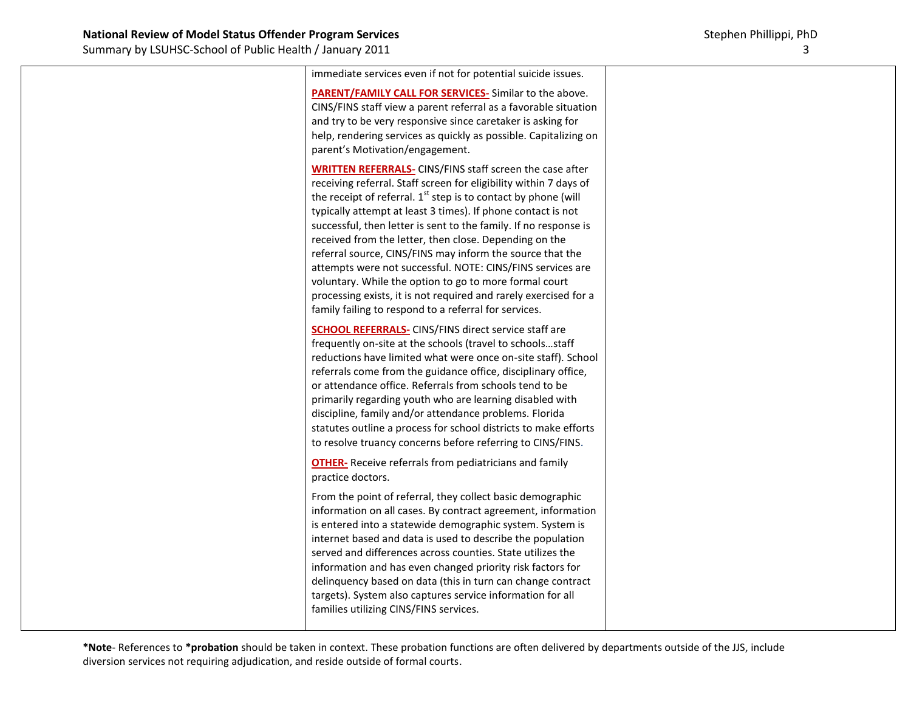| | | |
|---|---|---|
| | immediate services even if not for potential suicide issues.<br><br>**PARENT/FAMILY CALL FOR SERVICES-** Similar to the above. CINS/FINS staff view a parent referral as a favorable situation and try to be very responsive since caretaker is asking for help, rendering services as quickly as possible. Capitalizing on parent's Motivation/engagement.<br><br>**WRITTEN REFERRALS-** CINS/FINS staff screen the case after receiving referral. Staff screen for eligibility within 7 days of the receipt of referral. 1st step is to contact by phone (will typically attempt at least 3 times). If phone contact is not successful, then letter is sent to the family. If no response is received from the letter, then close. Depending on the referral source, CINS/FINS may inform the source that the attempts were not successful. NOTE: CINS/FINS services are voluntary. While the option to go to more formal court processing exists, it is not required and rarely exercised for a family failing to respond to a referral for services.<br><br>**SCHOOL REFERRALS-** CINS/FINS direct service staff are frequently on-site at the schools (travel to schools…staff reductions have limited what were once on-site staff). School referrals come from the guidance office, disciplinary office, or attendance office. Referrals from schools tend to be primarily regarding youth who are learning disabled with discipline, family and/or attendance problems. Florida statutes outline a process for school districts to make efforts to resolve truancy concerns before referring to CINS/FINS.<br><br>**OTHER-** Receive referrals from pediatricians and family practice doctors.<br><br>From the point of referral, they collect basic demographic information on all cases. By contract agreement, information is entered into a statewide demographic system. System is internet based and data is used to describe the population served and differences across counties. State utilizes the information and has even changed priority risk factors for delinquency based on data (this in turn can change contract targets). System also captures service information for all families utilizing CINS/FINS services. | |

***Note**- References to ***probation** should be taken in context. These probation functions are often delivered by departments outside of the JJS, include diversion services not requiring adjudication, and reside outside of formal courts.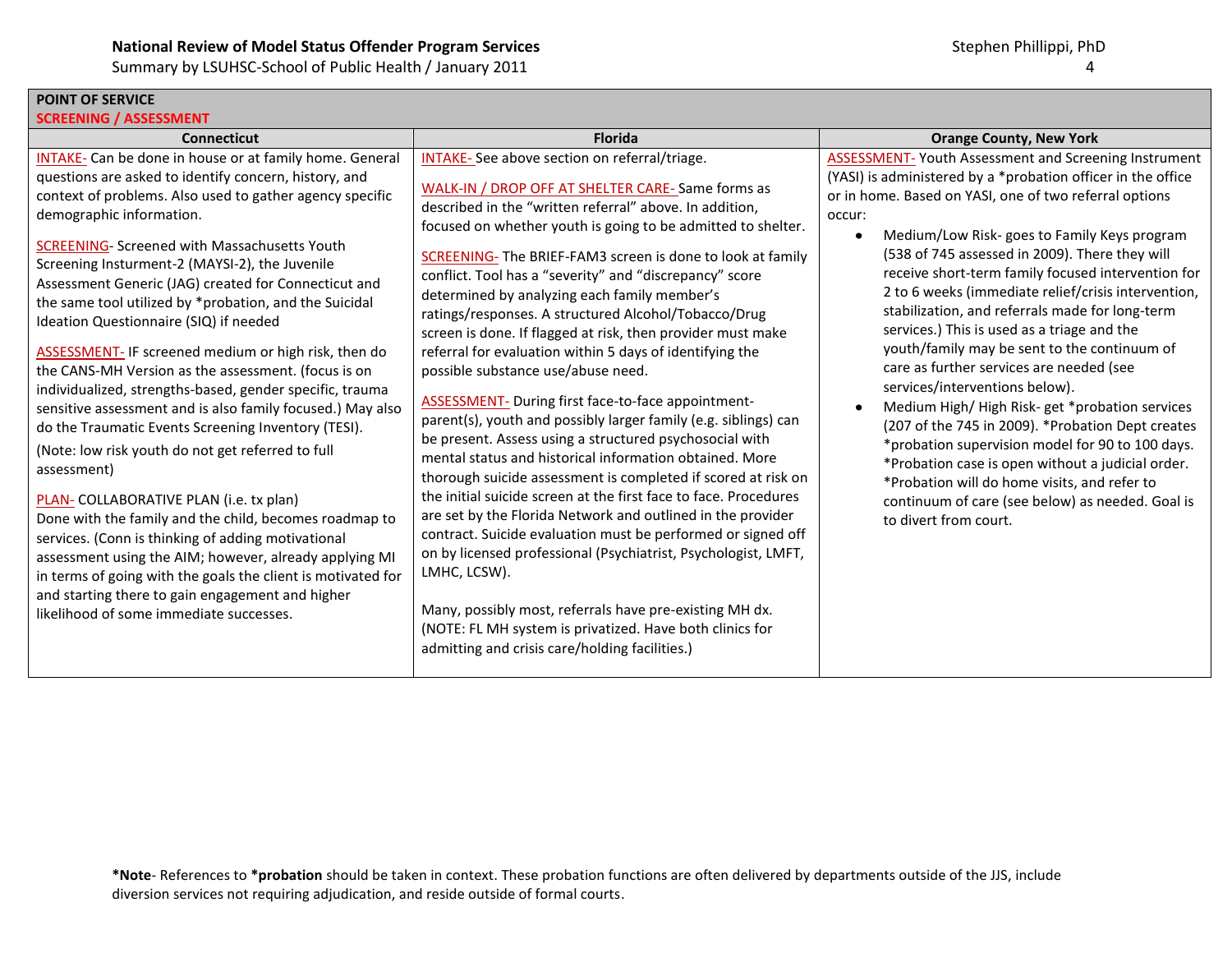**POINT OF SERVICE**
**SCREENING / ASSESSMENT**

| Connecticut | Florida | Orange County, New York |
|---|---|---|
| INTAKE- Can be done in house or at family home. General questions are asked to identify concern, history, and context of problems. Also used to gather agency specific demographic information.<br><br>SCREENING- Screened with Massachusetts Youth Screening Insturment-2 (MAYSI-2), the Juvenile Assessment Generic (JAG) created for Connecticut and the same tool utilized by *probation, and the Suicidal Ideation Questionnaire (SIQ) if needed<br><br>ASSESSMENT- IF screened medium or high risk, then do the CANS-MH Version as the assessment. (focus is on individualized, strengths-based, gender specific, trauma sensitive assessment and is also family focused.) May also do the Traumatic Events Screening Inventory (TESI).<br><br>(Note: low risk youth do not get referred to full assessment)<br><br>PLAN- COLLABORATIVE PLAN (i.e. tx plan)<br>Done with the family and the child, becomes roadmap to services. (Conn is thinking of adding motivational assessment using the AIM; however, already applying MI in terms of going with the goals the client is motivated for and starting there to gain engagement and higher likelihood of some immediate successes. | INTAKE- See above section on referral/triage.<br><br>WALK-IN / DROP OFF AT SHELTER CARE- Same forms as described in the "written referral" above. In addition, focused on whether youth is going to be admitted to shelter.<br><br>SCREENING- The BRIEF-FAM3 screen is done to look at family conflict. Tool has a "severity" and "discrepancy" score determined by analyzing each family member's ratings/responses. A structured Alcohol/Tobacco/Drug screen is done. If flagged at risk, then provider must make referral for evaluation within 5 days of identifying the possible substance use/abuse need.<br><br>ASSESSMENT- During first face-to-face appointment- parent(s), youth and possibly larger family (e.g. siblings) can be present. Assess using a structured psychosocial with mental status and historical information obtained. More thorough suicide assessment is completed if scored at risk on the initial suicide screen at the first face to face. Procedures are set by the Florida Network and outlined in the provider contract. Suicide evaluation must be performed or signed off on by licensed professional (Psychiatrist, Psychologist, LMFT, LMHC, LCSW).<br><br>Many, possibly most, referrals have pre-existing MH dx. (NOTE: FL MH system is privatized. Have both clinics for admitting and crisis care/holding facilities.) | ASSESSMENT- Youth Assessment and Screening Instrument (YASI) is administered by a *probation officer in the office or in home. Based on YASI, one of two referral options occur:<br><br>• Medium/Low Risk- goes to Family Keys program (538 of 745 assessed in 2009). There they will receive short-term family focused intervention for 2 to 6 weeks (immediate relief/crisis intervention, stabilization, and referrals made for long-term services.) This is used as a triage and the youth/family may be sent to the continuum of care as further services are needed (see services/interventions below).<br><br>• Medium High/ High Risk- get *probation services (207 of the 745 in 2009). *Probation Dept creates *probation supervision model for 90 to 100 days. *Probation case is open without a judicial order. *Probation will do home visits, and refer to continuum of care (see below) as needed. Goal is to divert from court. |

***Note**- References to ***probation** should be taken in context. These probation functions are often delivered by departments outside of the JJS, include diversion services not requiring adjudication, and reside outside of formal courts.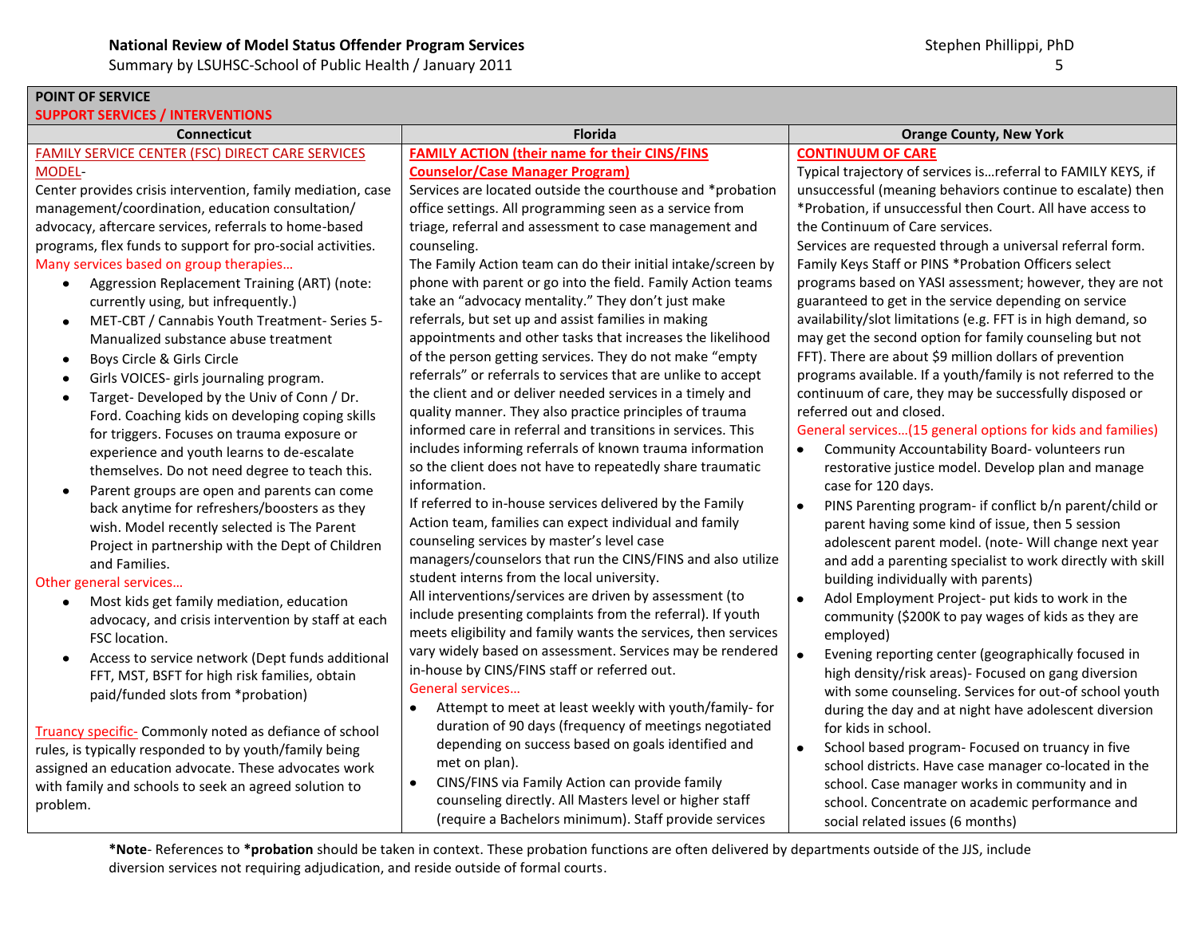**POINT OF SERVICE**

**SUPPORT SERVICES / INTERVENTIONS**

| Connecticut | Florida | Orange County, New York |
|---|---|---|
| FAMILY SERVICE CENTER (FSC) DIRECT CARE SERVICES MODEL- <br>Center provides crisis intervention, family mediation, case management/coordination, education consultation/ advocacy, aftercare services, referrals to home-based programs, flex funds to support for pro-social activities.<br>Many services based on group therapies…<br>• Aggression Replacement Training (ART) (note: currently using, but infrequently.)<br>• MET-CBT / Cannabis Youth Treatment- Series 5- Manualized substance abuse treatment<br>• Boys Circle & Girls Circle<br>• Girls VOICES- girls journaling program.<br>• Target- Developed by the Univ of Conn / Dr. Ford. Coaching kids on developing coping skills for triggers. Focuses on trauma exposure or experience and youth learns to de-escalate themselves. Do not need degree to teach this.<br>• Parent groups are open and parents can come back anytime for refreshers/boosters as they wish. Model recently selected is The Parent Project in partnership with the Dept of Children and Families.<br>Other general services…<br>• Most kids get family mediation, education advocacy, and crisis intervention by staff at each FSC location.<br>• Access to service network (Dept funds additional FFT, MST, BSFT for high risk families, obtain paid/funded slots from *probation)<br><br>Truancy specific- Commonly noted as defiance of school rules, is typically responded to by youth/family being assigned an education advocate. These advocates work with family and schools to seek an agreed solution to problem. | **FAMILY ACTION (their name for their CINS/FINS Counselor/Case Manager Program)**<br>Services are located outside the courthouse and *probation office settings. All programming seen as a service from triage, referral and assessment to case management and counseling.<br>The Family Action team can do their initial intake/screen by phone with parent or go into the field. Family Action teams take an "advocacy mentality." They don't just make referrals, but set up and assist families in making appointments and other tasks that increases the likelihood of the person getting services. They do not make "empty referrals" or referrals to services that are unlike to accept the client and or deliver needed services in a timely and quality manner. They also practice principles of trauma informed care in referral and transitions in services. This includes informing referrals of known trauma information so the client does not have to repeatedly share traumatic information.<br>If referred to in-house services delivered by the Family Action team, families can expect individual and family counseling services by master's level case managers/counselors that run the CINS/FINS and also utilize student interns from the local university.<br>All interventions/services are driven by assessment (to include presenting complaints from the referral). If youth meets eligibility and family wants the services, then services vary widely based on assessment. Services may be rendered in-house by CINS/FINS staff or referred out.<br>General services…<br>• Attempt to meet at least weekly with youth/family- for duration of 90 days (frequency of meetings negotiated depending on success based on goals identified and met on plan).<br>• CINS/FINS via Family Action can provide family counseling directly. All Masters level or higher staff (require a Bachelors minimum). Staff provide services | **CONTINUUM OF CARE**<br>Typical trajectory of services is…referral to FAMILY KEYS, if unsuccessful (meaning behaviors continue to escalate) then *Probation, if unsuccessful then Court. All have access to the Continuum of Care services.<br>Services are requested through a universal referral form. Family Keys Staff or PINS *Probation Officers select programs based on YASI assessment; however, they are not guaranteed to get in the service depending on service availability/slot limitations (e.g. FFT is in high demand, so may get the second option for family counseling but not FFT). There are about $9 million dollars of prevention programs available. If a youth/family is not referred to the continuum of care, they may be successfully disposed or referred out and closed.<br>General services…(15 general options for kids and families)<br>• Community Accountability Board- volunteers run restorative justice model. Develop plan and manage case for 120 days.<br>• PINS Parenting program- if conflict b/n parent/child or parent having some kind of issue, then 5 session adolescent parent model. (note- Will change next year and add a parenting specialist to work directly with skill building individually with parents)<br>• Adol Employment Project- put kids to work in the community ($200K to pay wages of kids as they are employed)<br>• Evening reporting center (geographically focused in high density/risk areas)- Focused on gang diversion with some counseling. Services for out-of school youth during the day and at night have adolescent diversion for kids in school.<br>• School based program- Focused on truancy in five school districts. Have case manager co-located in the school. Case manager works in community and in school. Concentrate on academic performance and social related issues (6 months) |

***Note**- References to ***probation** should be taken in context. These probation functions are often delivered by departments outside of the JJS, include diversion services not requiring adjudication, and reside outside of formal courts.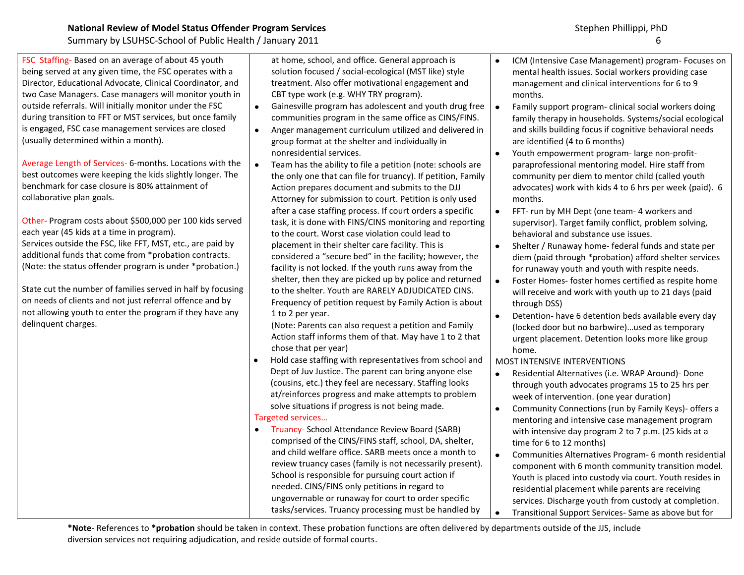FSC Staffing- Based on an average of about 45 youth being served at any given time, the FSC operates with a Director, Educational Advocate, Clinical Coordinator, and two Case Managers. Case managers will monitor youth in outside referrals. Will initially monitor under the FSC during transition to FFT or MST services, but once family is engaged, FSC case management services are closed (usually determined within a month).

Average Length of Services- 6-months. Locations with the best outcomes were keeping the kids slightly longer. The benchmark for case closure is 80% attainment of collaborative plan goals.

Other- Program costs about $500,000 per 100 kids served each year (45 kids at a time in program).
Services outside the FSC, like FFT, MST, etc., are paid by additional funds that come from *probation contracts. (Note: the status offender program is under *probation.)

State cut the number of families served in half by focusing on needs of clients and not just referral offence and by not allowing youth to enter the program if they have any delinquent charges.

at home, school, and office. General approach is solution focused / social-ecological (MST like) style treatment. Also offer motivational engagement and CBT type work (e.g. WHY TRY program).

- Gainesville program has adolescent and youth drug free communities program in the same office as CINS/FINS.
- Anger management curriculum utilized and delivered in group format at the shelter and individually in nonresidential services.
- Team has the ability to file a petition (note: schools are the only one that can file for truancy). If petition, Family Action prepares document and submits to the DJJ Attorney for submission to court. Petition is only used after a case staffing process. If court orders a specific task, it is done with FINS/CINS monitoring and reporting to the court. Worst case violation could lead to placement in their shelter care facility. This is considered a "secure bed" in the facility; however, the facility is not locked. If the youth runs away from the shelter, then they are picked up by police and returned to the shelter. Youth are RARELY ADJUDICATED CINS. Frequency of petition request by Family Action is about 1 to 2 per year.
  (Note: Parents can also request a petition and Family Action staff informs them of that. May have 1 to 2 that chose that per year)
- Hold case staffing with representatives from school and Dept of Juv Justice. The parent can bring anyone else (cousins, etc.) they feel are necessary. Staffing looks at/reinforces progress and make attempts to problem solve situations if progress is not being made.

Targeted services…

- Truancy- School Attendance Review Board (SARB) comprised of the CINS/FINS staff, school, DA, shelter, and child welfare office. SARB meets once a month to review truancy cases (family is not necessarily present). School is responsible for pursuing court action if needed. CINS/FINS only petitions in regard to ungovernable or runaway for court to order specific tasks/services. Truancy processing must be handled by

- ICM (Intensive Case Management) program- Focuses on mental health issues. Social workers providing case management and clinical interventions for 6 to 9 months.
- Family support program- clinical social workers doing family therapy in households. Systems/social ecological and skills building focus if cognitive behavioral needs are identified (4 to 6 months)
- Youth empowerment program- large non-profit- paraprofessional mentoring model. Hire staff from community per diem to mentor child (called youth advocates) work with kids 4 to 6 hrs per week (paid). 6 months.
- FFT- run by MH Dept (one team- 4 workers and supervisor). Target family conflict, problem solving, behavioral and substance use issues.
- Shelter / Runaway home- federal funds and state per diem (paid through *probation) afford shelter services for runaway youth and youth with respite needs.
- Foster Homes- foster homes certified as respite home will receive and work with youth up to 21 days (paid through DSS)
- Detention- have 6 detention beds available every day (locked door but no barbwire)…used as temporary urgent placement. Detention looks more like group home.

MOST INTENSIVE INTERVENTIONS

- Residential Alternatives (i.e. WRAP Around)- Done through youth advocates programs 15 to 25 hrs per week of intervention. (one year duration)
- Community Connections (run by Family Keys)- offers a mentoring and intensive case management program with intensive day program 2 to 7 p.m. (25 kids at a time for 6 to 12 months)
- Communities Alternatives Program- 6 month residential component with 6 month community transition model. Youth is placed into custody via court. Youth resides in residential placement while parents are receiving services. Discharge youth from custody at completion.
- Transitional Support Services- Same as above but for

***Note**- References to ***probation** should be taken in context. These probation functions are often delivered by departments outside of the JJS, include diversion services not requiring adjudication, and reside outside of formal courts.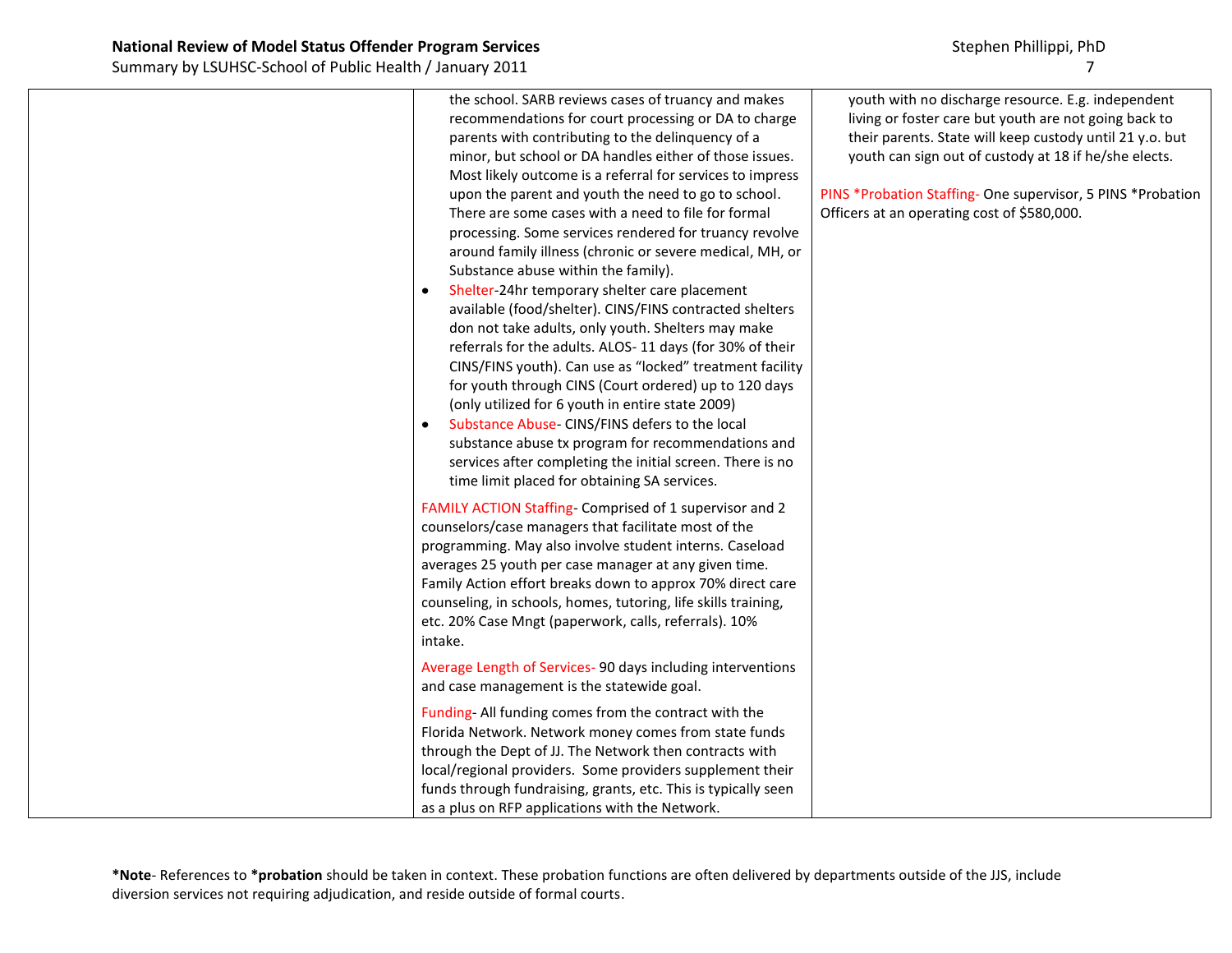| | | |
|---|---|---|
| | the school. SARB reviews cases of truancy and makes recommendations for court processing or DA to charge parents with contributing to the delinquency of a minor, but school or DA handles either of those issues. Most likely outcome is a referral for services to impress upon the parent and youth the need to go to school. There are some cases with a need to file for formal processing. Some services rendered for truancy revolve around family illness (chronic or severe medical, MH, or Substance abuse within the family).<br>• Shelter-24hr temporary shelter care placement available (food/shelter). CINS/FINS contracted shelters don not take adults, only youth. Shelters may make referrals for the adults. ALOS- 11 days (for 30% of their CINS/FINS youth). Can use as "locked" treatment facility for youth through CINS (Court ordered) up to 120 days (only utilized for 6 youth in entire state 2009)<br>• Substance Abuse- CINS/FINS defers to the local substance abuse tx program for recommendations and services after completing the initial screen. There is no time limit placed for obtaining SA services.<br><br>FAMILY ACTION Staffing- Comprised of 1 supervisor and 2 counselors/case managers that facilitate most of the programming. May also involve student interns. Caseload averages 25 youth per case manager at any given time. Family Action effort breaks down to approx 70% direct care counseling, in schools, homes, tutoring, life skills training, etc. 20% Case Mngt (paperwork, calls, referrals). 10% intake.<br><br>Average Length of Services- 90 days including interventions and case management is the statewide goal.<br><br>Funding- All funding comes from the contract with the Florida Network. Network money comes from state funds through the Dept of JJ. The Network then contracts with local/regional providers. Some providers supplement their funds through fundraising, grants, etc. This is typically seen as a plus on RFP applications with the Network. | youth with no discharge resource. E.g. independent living or foster care but youth are not going back to their parents. State will keep custody until 21 y.o. but youth can sign out of custody at 18 if he/she elects.<br><br>PINS *Probation Staffing- One supervisor, 5 PINS *Probation Officers at an operating cost of $580,000. |

***Note**- References to ***probation** should be taken in context. These probation functions are often delivered by departments outside of the JJS, include diversion services not requiring adjudication, and reside outside of formal courts.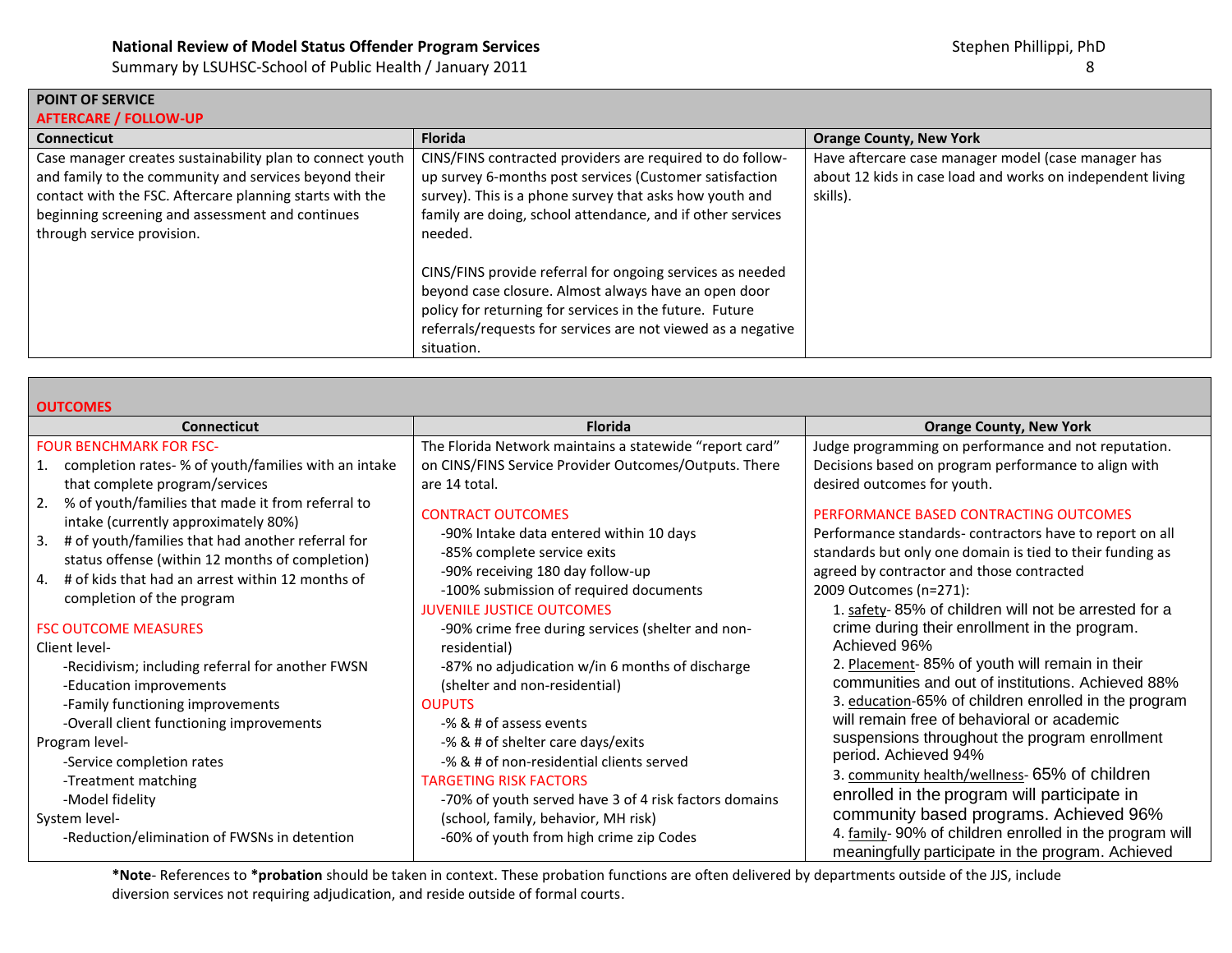**POINT OF SERVICE**
**AFTERCARE / FOLLOW-UP**

| Connecticut | Florida | Orange County, New York |
|---|---|---|
| Case manager creates sustainability plan to connect youth and family to the community and services beyond their contact with the FSC. Aftercare planning starts with the beginning screening and assessment and continues through service provision. | CINS/FINS contracted providers are required to do follow-up survey 6-months post services (Customer satisfaction survey). This is a phone survey that asks how youth and family are doing, school attendance, and if other services needed.<br><br>CINS/FINS provide referral for ongoing services as needed beyond case closure. Almost always have an open door policy for returning for services in the future. Future referrals/requests for services are not viewed as a negative situation. | Have aftercare case manager model (case manager has about 12 kids in case load and works on independent living skills). |

**OUTCOMES**

| Connecticut | Florida | Orange County, New York |
|---|---|---|
| FOUR BENCHMARK FOR FSC-<br>1. completion rates- % of youth/families with an intake that complete program/services<br>2. % of youth/families that made it from referral to intake (currently approximately 80%)<br>3. # of youth/families that had another referral for status offense (within 12 months of completion)<br>4. # of kids that had an arrest within 12 months of completion of the program<br><br>FSC OUTCOME MEASURES<br>Client level-<br>-Recidivism; including referral for another FWSN<br>-Education improvements<br>-Family functioning improvements<br>-Overall client functioning improvements<br>Program level-<br>-Service completion rates<br>-Treatment matching<br>-Model fidelity<br>System level-<br>-Reduction/elimination of FWSNs in detention | The Florida Network maintains a statewide "report card" on CINS/FINS Service Provider Outcomes/Outputs. There are 14 total.<br><br>CONTRACT OUTCOMES<br>-90% Intake data entered within 10 days<br>-85% complete service exits<br>-90% receiving 180 day follow-up<br>-100% submission of required documents<br>JUVENILE JUSTICE OUTCOMES<br>-90% crime free during services (shelter and non-residential)<br>-87% no adjudication w/in 6 months of discharge (shelter and non-residential)<br>OUPUTS<br>-% & # of assess events<br>-% & # of shelter care days/exits<br>-% & # of non-residential clients served<br>TARGETING RISK FACTORS<br>-70% of youth served have 3 of 4 risk factors domains (school, family, behavior, MH risk)<br>-60% of youth from high crime zip Codes | Judge programming on performance and not reputation. Decisions based on program performance to align with desired outcomes for youth.<br><br>PERFORMANCE BASED CONTRACTING OUTCOMES<br>Performance standards- contractors have to report on all standards but only one domain is tied to their funding as agreed by contractor and those contracted<br>2009 Outcomes (n=271):<br>1. safety- 85% of children will not be arrested for a crime during their enrollment in the program. Achieved 96%<br>2. Placement- 85% of youth will remain in their communities and out of institutions. Achieved 88%<br>3. education-65% of children enrolled in the program will remain free of behavioral or academic suspensions throughout the program enrollment period. Achieved 94%<br>3. community health/wellness- 65% of children enrolled in the program will participate in community based programs. Achieved 96%<br>4. family- 90% of children enrolled in the program will meaningfully participate in the program. Achieved |

***Note**- References to ***probation** should be taken in context. These probation functions are often delivered by departments outside of the JJS, include diversion services not requiring adjudication, and reside outside of formal courts.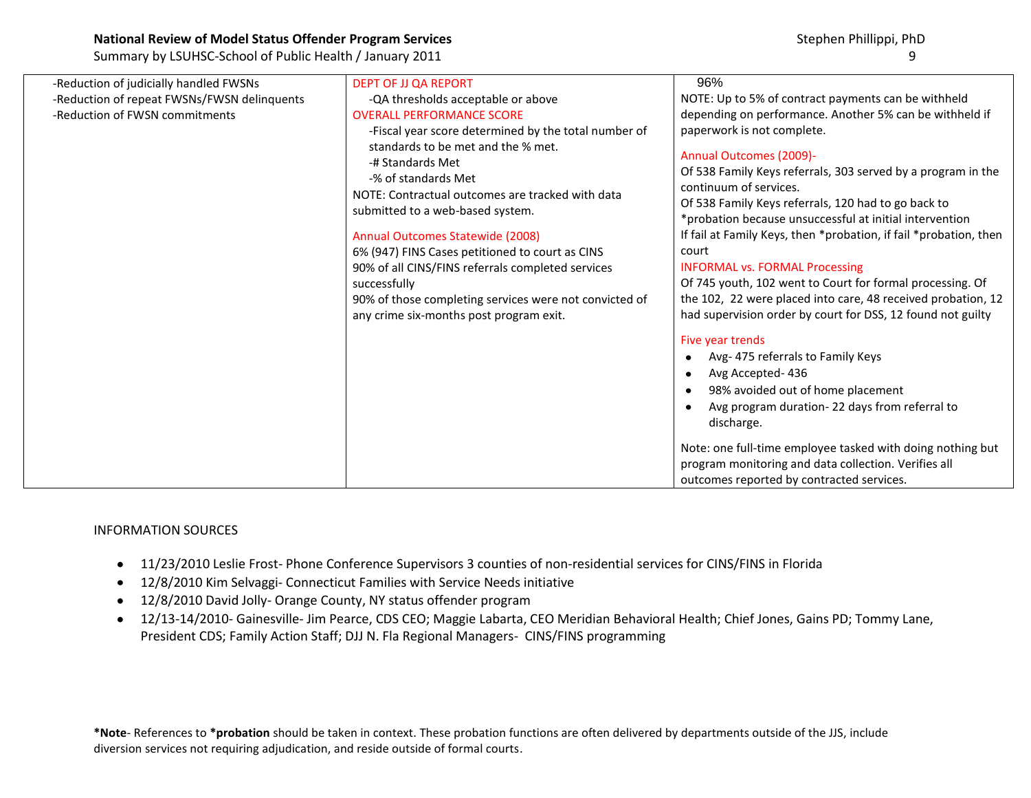| | | |
|---|---|---|
| -Reduction of judicially handled FWSNs<br>-Reduction of repeat FWSNs/FWSN delinquents<br>-Reduction of FWSN commitments | DEPT OF JJ QA REPORT<br>-QA thresholds acceptable or above<br>OVERALL PERFORMANCE SCORE<br>-Fiscal year score determined by the total number of standards to be met and the % met.<br>-# Standards Met<br>-% of standards Met<br>NOTE: Contractual outcomes are tracked with data submitted to a web-based system.<br><br>Annual Outcomes Statewide (2008)<br>6% (947) FINS Cases petitioned to court as CINS<br>90% of all CINS/FINS referrals completed services successfully<br>90% of those completing services were not convicted of any crime six-months post program exit. | 96%<br>NOTE: Up to 5% of contract payments can be withheld depending on performance. Another 5% can be withheld if paperwork is not complete.<br><br>Annual Outcomes (2009)-<br>Of 538 Family Keys referrals, 303 served by a program in the continuum of services.<br>Of 538 Family Keys referrals, 120 had to go back to *probation because unsuccessful at initial intervention<br>If fail at Family Keys, then *probation, if fail *probation, then court<br>INFORMAL vs. FORMAL Processing<br>Of 745 youth, 102 went to Court for formal processing. Of the 102, 22 were placed into care, 48 received probation, 12 had supervision order by court for DSS, 12 found not guilty<br><br>Five year trends<br>• Avg- 475 referrals to Family Keys<br>• Avg Accepted- 436<br>• 98% avoided out of home placement<br>• Avg program duration- 22 days from referral to discharge.<br><br>Note: one full-time employee tasked with doing nothing but program monitoring and data collection. Verifies all outcomes reported by contracted services. |

INFORMATION SOURCES

- 11/23/2010 Leslie Frost- Phone Conference Supervisors 3 counties of non-residential services for CINS/FINS in Florida
- 12/8/2010 Kim Selvaggi- Connecticut Families with Service Needs initiative
- 12/8/2010 David Jolly- Orange County, NY status offender program
- 12/13-14/2010- Gainesville- Jim Pearce, CDS CEO; Maggie Labarta, CEO Meridian Behavioral Health; Chief Jones, Gains PD; Tommy Lane, President CDS; Family Action Staff; DJJ N. Fla Regional Managers- CINS/FINS programming

**\*Note**- References to **\*probation** should be taken in context. These probation functions are often delivered by departments outside of the JJS, include diversion services not requiring adjudication, and reside outside of formal courts.